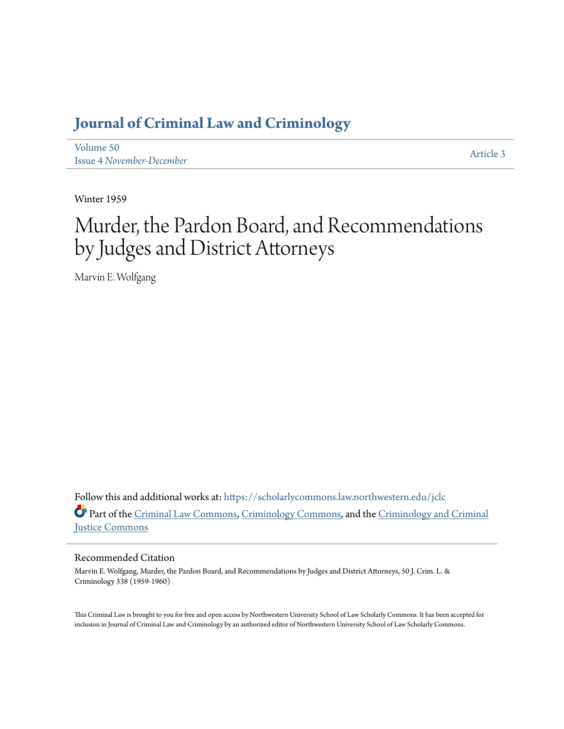# Journal of Criminal Law and Criminology

Volume 50
Issue 4 *November-December*

Article 3

Winter 1959

# Murder, the Pardon Board, and Recommendations by Judges and District Attorneys

Marvin E. Wolfgang

Follow this and additional works at: https://scholarlycommons.law.northwestern.edu/jclc

Part of the Criminal Law Commons, Criminology Commons, and the Criminology and Criminal Justice Commons

## Recommended Citation

Marvin E. Wolfgang, Murder, the Pardon Board, and Recommendations by Judges and District Attorneys, 50 J. Crim. L. & Criminology 338 (1959-1960)

This Criminal Law is brought to you for free and open access by Northwestern University School of Law Scholarly Commons. It has been accepted for inclusion in Journal of Criminal Law and Criminology by an authorized editor of Northwestern University School of Law Scholarly Commons.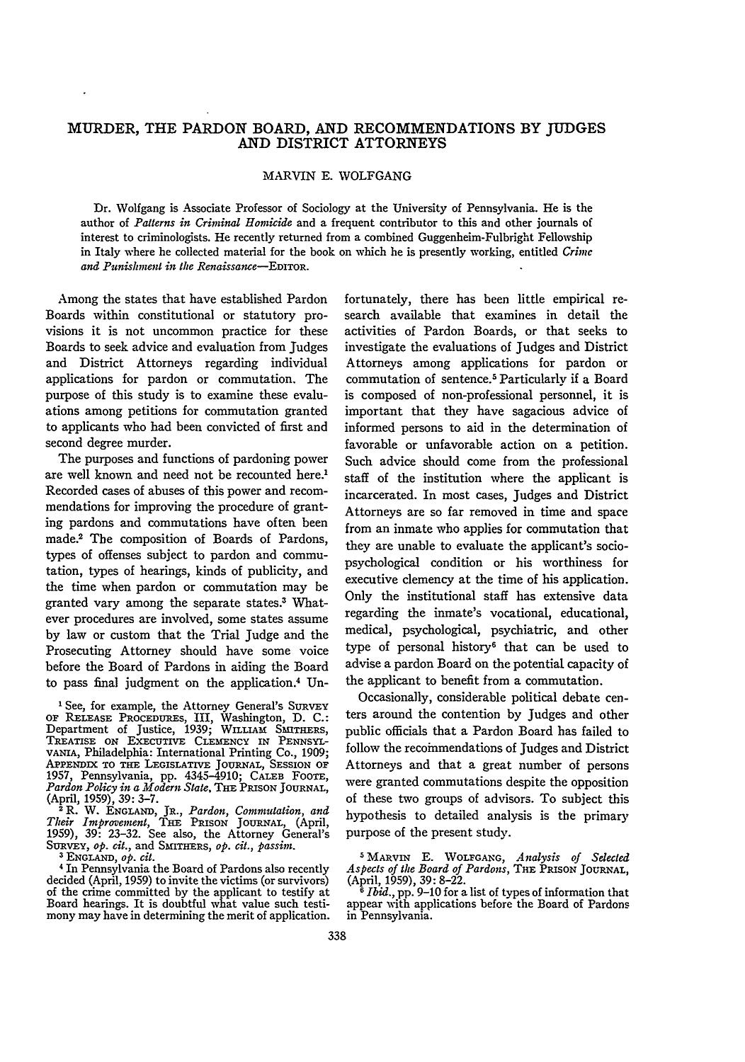# MURDER, THE PARDON BOARD, AND RECOMMENDATIONS BY JUDGES AND DISTRICT ATTORNEYS

MARVIN E. WOLFGANG

Dr. Wolfgang is Associate Professor of Sociology at the University of Pennsylvania. He is the author of *Patterns in Criminal Homicide* and a frequent contributor to this and other journals of interest to criminologists. He recently returned from a combined Guggenheim-Fulbright Fellowship in Italy where he collected material for the book on which he is presently working, entitled *Crime and Punishment in the Renaissance*—EDITOR.

Among the states that have established Pardon Boards within constitutional or statutory provisions it is not uncommon practice for these Boards to seek advice and evaluation from Judges and District Attorneys regarding individual applications for pardon or commutation. The purpose of this study is to examine these evaluations among petitions for commutation granted to applicants who had been convicted of first and second degree murder.

The purposes and functions of pardoning power are well known and need not be recounted here.[1] Recorded cases of abuses of this power and recommendations for improving the procedure of granting pardons and commutations have often been made.[2] The composition of Boards of Pardons, types of offenses subject to pardon and commutation, types of hearings, kinds of publicity, and the time when pardon or commutation may be granted vary among the separate states.[3] Whatever procedures are involved, some states assume by law or custom that the Trial Judge and the Prosecuting Attorney should have some voice before the Board of Pardons in aiding the Board to pass final judgment on the application.[4] Unfortunately, there has been little empirical research available that examines in detail the activities of Pardon Boards, or that seeks to investigate the evaluations of Judges and District Attorneys among applications for pardon or commutation of sentence.[5] Particularly if a Board is composed of non-professional personnel, it is important that they have sagacious advice of informed persons to aid in the determination of favorable or unfavorable action on a petition. Such advice should come from the professional staff of the institution where the applicant is incarcerated. In most cases, Judges and District Attorneys are so far removed in time and space from an inmate who applies for commutation that they are unable to evaluate the applicant's socio-psychological condition or his worthiness for executive clemency at the time of his application. Only the institutional staff has extensive data regarding the inmate's vocational, educational, medical, psychological, psychiatric, and other type of personal history[6] that can be used to advise a pardon Board on the potential capacity of the applicant to benefit from a commutation.

Occasionally, considerable political debate centers around the contention by Judges and other public officials that a Pardon Board has failed to follow the recommendations of Judges and District Attorneys and that a great number of persons were granted commutations despite the opposition of these two groups of advisors. To subject this hypothesis to detailed analysis is the primary purpose of the present study.

---

[1] See, for example, the Attorney General's SURVEY OF RELEASE PROCEDURES, III, Washington, D. C.: Department of Justice, 1939; WILLIAM SMITHERS, TREATISE ON EXECUTIVE CLEMENCY IN PENNSYLVANIA, Philadelphia: International Printing Co., 1909; APPENDIX TO THE LEGISLATIVE JOURNAL, SESSION OF 1957, Pennsylvania, pp. 4345–4910; CALEB FOOTE, *Pardon Policy in a Modern State*, THE PRISON JOURNAL, (April, 1959), 39: 3–7.

[2] R. W. ENGLAND, JR., *Pardon, Commutation, and Their Improvement*, THE PRISON JOURNAL, (April, 1959), 39: 23–32. See also, the Attorney General's SURVEY, *op. cit.*, and SMITHERS, *op. cit.*, *passim*.

[3] ENGLAND, *op. cit.*

[4] In Pennsylvania the Board of Pardons also recently decided (April, 1959) to invite the victims (or survivors) of the crime committed by the applicant to testify at Board hearings. It is doubtful what value such testimony may have in determining the merit of application.

[5] MARVIN E. WOLFGANG, *Analysis of Selected Aspects of the Board of Pardons*, THE PRISON JOURNAL, (April, 1959), 39: 8–22.

[6] *Ibid.*, pp. 9–10 for a list of types of information that appear with applications before the Board of Pardons in Pennsylvania.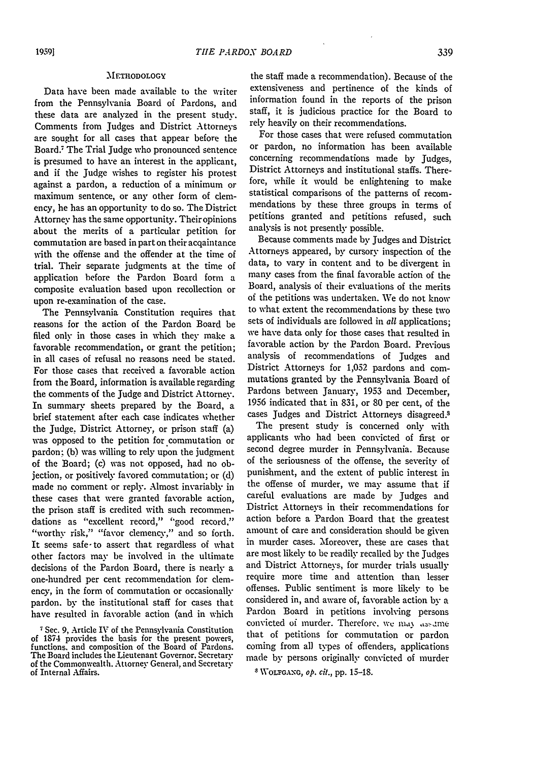## Methodology

Data have been made available to the writer from the Pennsylvania Board of Pardons, and these data are analyzed in the present study. Comments from Judges and District Attorneys are sought for all cases that appear before the Board.[7] The Trial Judge who pronounced sentence is presumed to have an interest in the applicant, and if the Judge wishes to register his protest against a pardon, a reduction of a minimum or maximum sentence, or any other form of clemency, he has an opportunity to do so. The District Attorney has the same opportunity. Their opinions about the merits of a particular petition for commutation are based in part on their acqaintance with the offense and the offender at the time of trial. Their separate judgments at the time of application before the Pardon Board form a composite evaluation based upon recollection or upon re-examination of the case.

The Pennsylvania Constitution requires that reasons for the action of the Pardon Board be filed only in those cases in which they make a favorable recommendation, or grant the petition; in all cases of refusal no reasons need be stated. For those cases that received a favorable action from the Board, information is available regarding the comments of the Judge and District Attorney. In summary sheets prepared by the Board, a brief statement after each case indicates whether the Judge, District Attorney, or prison staff (a) was opposed to the petition for commutation or pardon; (b) was willing to rely upon the judgment of the Board; (c) was not opposed, had no objection, or positively favored commutation; or (d) made no comment or reply. Almost invariably in these cases that were granted favorable action, the prison staff is credited with such recommendations as "excellent record," "good record," "worthy risk," "favor clemency," and so forth. It seems safe to assert that regardless of what other factors may be involved in the ultimate decisions of the Pardon Board, there is nearly a one-hundred per cent recommendation for clemency, in the form of commutation or occasionally pardon, by the institutional staff for cases that have resulted in favorable action (and in which the staff made a recommendation). Because of the extensiveness and pertinence of the kinds of information found in the reports of the prison staff, it is judicious practice for the Board to rely heavily on their recommendations.

For those cases that were refused commutation or pardon, no information has been available concerning recommendations made by Judges, District Attorneys and institutional staffs. Therefore, while it would be enlightening to make statistical comparisons of the patterns of recommendations by these three groups in terms of petitions granted and petitions refused, such analysis is not presently possible.

Because comments made by Judges and District Attorneys appeared, by cursory inspection of the data, to vary in content and to be divergent in many cases from the final favorable action of the Board, analysis of their evaluations of the merits of the petitions was undertaken. We do not know to what extent the recommendations by these two sets of individuals are followed in *all* applications; we have data only for those cases that resulted in favorable action by the Pardon Board. Previous analysis of recommendations of Judges and District Attorneys for 1,052 pardons and commutations granted by the Pennsylvania Board of Pardons between January, 1953 and December, 1956 indicated that in 831, or 80 per cent, of the cases Judges and District Attorneys disagreed.[8]

The present study is concerned only with applicants who had been convicted of first or second degree murder in Pennsylvania. Because of the seriousness of the offense, the severity of punishment, and the extent of public interest in the offense of murder, we may assume that if careful evaluations are made by Judges and District Attorneys in their recommendations for action before a Pardon Board that the greatest amount of care and consideration should be given in murder cases. Moreover, these are cases that are most likely to be readily recalled by the Judges and District Attorneys, for murder trials usually require more time and attention than lesser offenses. Public sentiment is more likely to be considered in, and aware of, favorable action by a Pardon Board in petitions involving persons convicted of murder. Therefore, we may assume that of petitions for commutation or pardon coming from all types of offenders, applications made by persons originally convicted of murder

[7] Sec. 9, Article IV of the Pennsylvania Constitution of 1874 provides the basis for the present powers, functions, and composition of the Board of Pardons. The Board includes the Lieutenant Governor, Secretary of the Commonwealth, Attorney General, and Secretary of Internal Affairs.

[8] Wolfgang, *op. cit.*, pp. 15–18.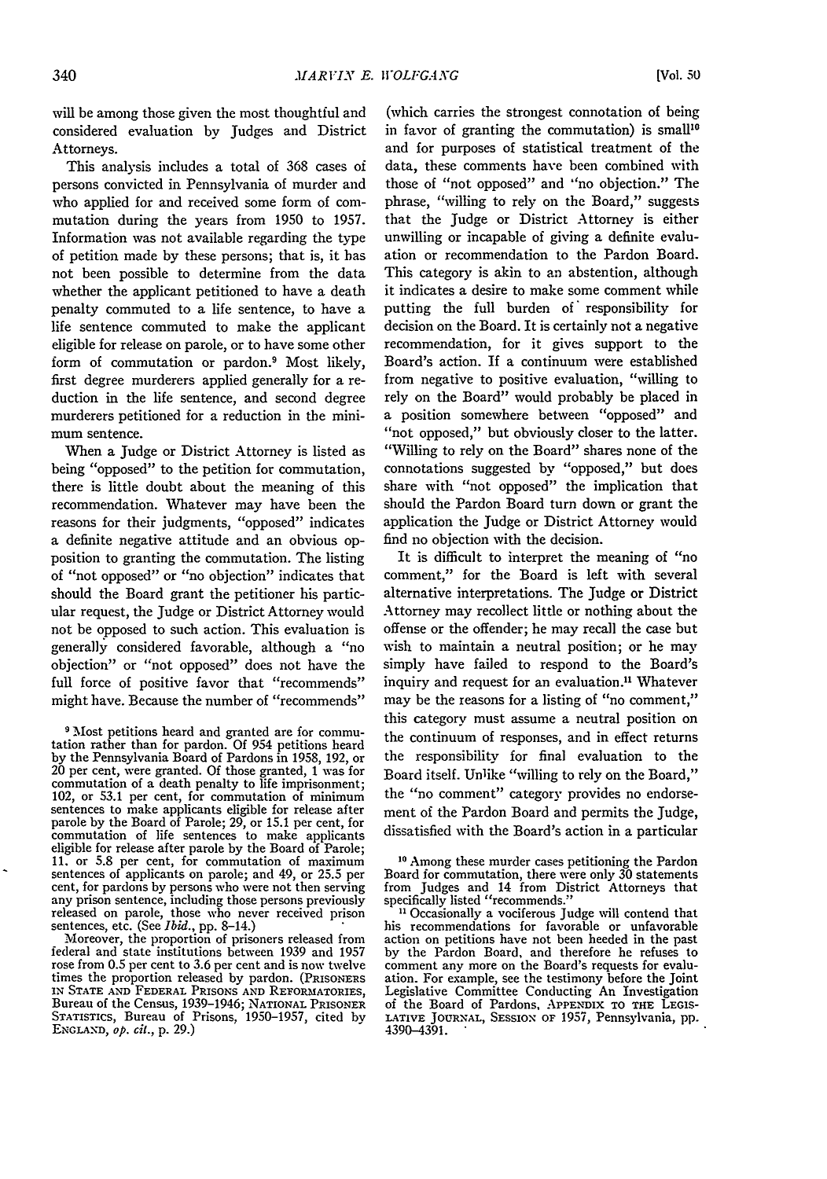will be among those given the most thoughtful and considered evaluation by Judges and District Attorneys.

This analysis includes a total of 368 cases of persons convicted in Pennsylvania of murder and who applied for and received some form of commutation during the years from 1950 to 1957. Information was not available regarding the type of petition made by these persons; that is, it has not been possible to determine from the data whether the applicant petitioned to have a death penalty commuted to a life sentence, to have a life sentence commuted to make the applicant eligible for release on parole, or to have some other form of commutation or pardon.[9] Most likely, first degree murderers applied generally for a reduction in the life sentence, and second degree murderers petitioned for a reduction in the minimum sentence.

When a Judge or District Attorney is listed as being "opposed" to the petition for commutation, there is little doubt about the meaning of this recommendation. Whatever may have been the reasons for their judgments, "opposed" indicates a definite negative attitude and an obvious opposition to granting the commutation. The listing of "not opposed" or "no objection" indicates that should the Board grant the petitioner his particular request, the Judge or District Attorney would not be opposed to such action. This evaluation is generally considered favorable, although a "no objection" or "not opposed" does not have the full force of positive favor that "recommends" might have. Because the number of "recommends" (which carries the strongest connotation of being in favor of granting the commutation) is small[10] and for purposes of statistical treatment of the data, these comments have been combined with those of "not opposed" and "no objection." The phrase, "willing to rely on the Board," suggests that the Judge or District Attorney is either unwilling or incapable of giving a definite evaluation or recommendation to the Pardon Board. This category is akin to an abstention, although it indicates a desire to make some comment while putting the full burden of responsibility for decision on the Board. It is certainly not a negative recommendation, for it gives support to the Board's action. If a continuum were established from negative to positive evaluation, "willing to rely on the Board" would probably be placed in a position somewhere between "opposed" and "not opposed," but obviously closer to the latter. "Willing to rely on the Board" shares none of the connotations suggested by "opposed," but does share with "not opposed" the implication that should the Pardon Board turn down or grant the application the Judge or District Attorney would find no objection with the decision.

It is difficult to interpret the meaning of "no comment," for the Board is left with several alternative interpretations. The Judge or District Attorney may recollect little or nothing about the offense or the offender; he may recall the case but wish to maintain a neutral position; or he may simply have failed to respond to the Board's inquiry and request for an evaluation.[11] Whatever may be the reasons for a listing of "no comment," this category must assume a neutral position on the continuum of responses, and in effect returns the responsibility for final evaluation to the Board itself. Unlike "willing to rely on the Board," the "no comment" category provides no endorsement of the Pardon Board and permits the Judge, dissatisfied with the Board's action in a particular

---

[9] Most petitions heard and granted are for commutation rather than for pardon. Of 954 petitions heard by the Pennsylvania Board of Pardons in 1958, 192, or 20 per cent, were granted. Of those granted, 1 was for commutation of a death penalty to life imprisonment; 102, or 53.1 per cent, for commutation of minimum sentences to make applicants eligible for release after parole by the Board of Parole; 29, or 15.1 per cent, for commutation of life sentences to make applicants eligible for release after parole by the Board of Parole; 11, or 5.8 per cent, for commutation of maximum sentences of applicants on parole; and 49, or 25.5 per cent, for pardons by persons who were not then serving any prison sentence, including those persons previously released on parole, those who never received prison sentences, etc. (See *Ibid.*, pp. 8–14.)

Moreover, the proportion of prisoners released from federal and state institutions between 1939 and 1957 rose from 0.5 per cent to 3.6 per cent and is now twelve times the proportion released by pardon. (PRISONERS IN STATE AND FEDERAL PRISONS AND REFORMATORIES, Bureau of the Census, 1939–1946; NATIONAL PRISONER STATISTICS, Bureau of Prisons, 1950–1957, cited by ENGLAND, *op. cit.*, p. 29.)

[10] Among these murder cases petitioning the Pardon Board for commutation, there were only 30 statements from Judges and 14 from District Attorneys that specifically listed "recommends."

[11] Occasionally a vociferous Judge will contend that his recommendations for favorable or unfavorable action on petitions have not been heeded in the past by the Pardon Board, and therefore he refuses to comment any more on the Board's requests for evaluation. For example, see the testimony before the Joint Legislative Committee Conducting An Investigation of the Board of Pardons, APPENDIX TO THE LEGISLATIVE JOURNAL, SESSION OF 1957, Pennsylvania, pp. 4390–4391.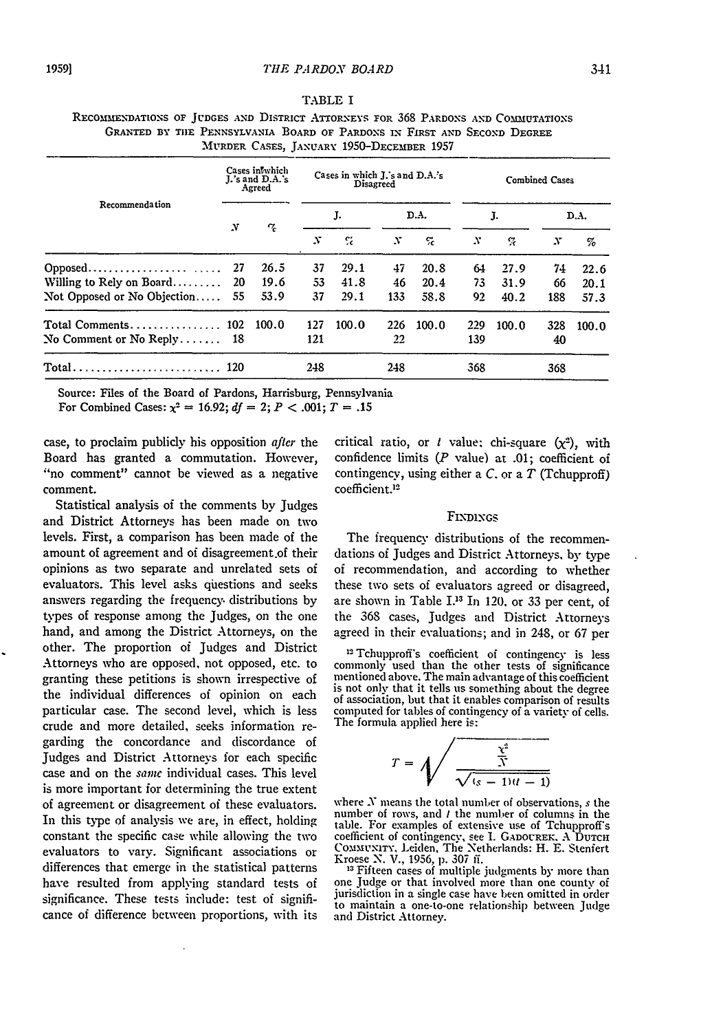TABLE I

RECOMMENDATIONS OF JUDGES AND DISTRICT ATTORNEYS FOR 368 PARDONS AND COMMUTATIONS GRANTED BY THE PENNSYLVANIA BOARD OF PARDONS IN FIRST AND SECOND DEGREE MURDER CASES, JANUARY 1950–DECEMBER 1957

| Recommendation | Cases in which J.'s and D.A.'s Agreed | | Cases in which J.'s and D.A.'s Disagreed | | | | Combined Cases | | | |
|---|---|---|---|---|---|---|---|---|---|---|
| | | | J. | | D.A. | | J. | | D.A. | |
| | N | % | N | % | N | % | N | % | N | % |
| Opposed | 27 | 26.5 | 37 | 29.1 | 47 | 20.8 | 64 | 27.9 | 74 | 22.6 |
| Willing to Rely on Board | 20 | 19.6 | 53 | 41.8 | 46 | 20.4 | 73 | 31.9 | 66 | 20.1 |
| Not Opposed or No Objection | 55 | 53.9 | 37 | 29.1 | 133 | 58.8 | 92 | 40.2 | 188 | 57.3 |
| Total Comments | 102 | 100.0 | 127 | 100.0 | 226 | 100.0 | 229 | 100.0 | 328 | 100.0 |
| No Comment or No Reply | 18 | | 121 | | 22 | | 139 | | 40 | |
| Total | 120 | | 248 | | 248 | | 368 | | 368 | |

Source: Files of the Board of Pardons, Harrisburg, Pennsylvania

For Combined Cases: $\chi^2 = 16.92$; $df = 2$; $P < .001$; $T = .15$

case, to proclaim publicly his opposition *after* the Board has granted a commutation. However, "no comment" cannot be viewed as a negative comment.

Statistical analysis of the comments by Judges and District Attorneys has been made on two levels. First, a comparison has been made of the amount of agreement and of disagreement of their opinions as two separate and unrelated sets of evaluators. This level asks questions and seeks answers regarding the frequency distributions by types of response among the Judges, on the one hand, and among the District Attorneys, on the other. The proportion of Judges and District Attorneys who are opposed, not opposed, etc. to granting these petitions is shown irrespective of the individual differences of opinion on each particular case. The second level, which is less crude and more detailed, seeks information regarding the concordance and discordance of Judges and District Attorneys for each specific case and on the *same* individual cases. This level is more important for determining the true extent of agreement or disagreement of these evaluators. In this type of analysis we are, in effect, holding constant the specific case while allowing the two evaluators to vary. Significant associations or differences that emerge in the statistical patterns have resulted from applying standard tests of significance. These tests include: test of significance of difference between proportions, with its critical ratio, or $t$ value; chi-square ($\chi^2$), with confidence limits ($P$ value) at .01; coefficient of contingency, using either a $C$, or a $T$ (Tchupproff) coefficient.[12]

## FINDINGS

The frequency distributions of the recommendations of Judges and District Attorneys, by type of recommendation, and according to whether these two sets of evaluators agreed or disagreed, are shown in Table I.[13] In 120, or 33 per cent, of the 368 cases, Judges and District Attorneys agreed in their evaluations; and in 248, or 67 per

[12] Tchupproff's coefficient of contingency is less commonly used than the other tests of significance mentioned above. The main advantage of this coefficient is not only that it tells us something about the degree of association, but that it enables comparison of results computed for tables of contingency of a variety of cells. The formula applied here is:

$$T = \sqrt{\frac{\frac{\chi^2}{N}}{\sqrt{(s-1)(t-1)}}}$$

where $N$ means the total number of observations, $s$ the number of rows, and $t$ the number of columns in the table. For examples of extensive use of Tchupproff's coefficient of contingency, see I. GADOUREK, A DUTCH COMMUNITY, Leiden, The Netherlands: H. E. Stenfert Kroese N. V., 1956, p. 307 ff.

[13] Fifteen cases of multiple judgments by more than one Judge or that involved more than one county of jurisdiction in a single case have been omitted in order to maintain a one-to-one relationship between Judge and District Attorney.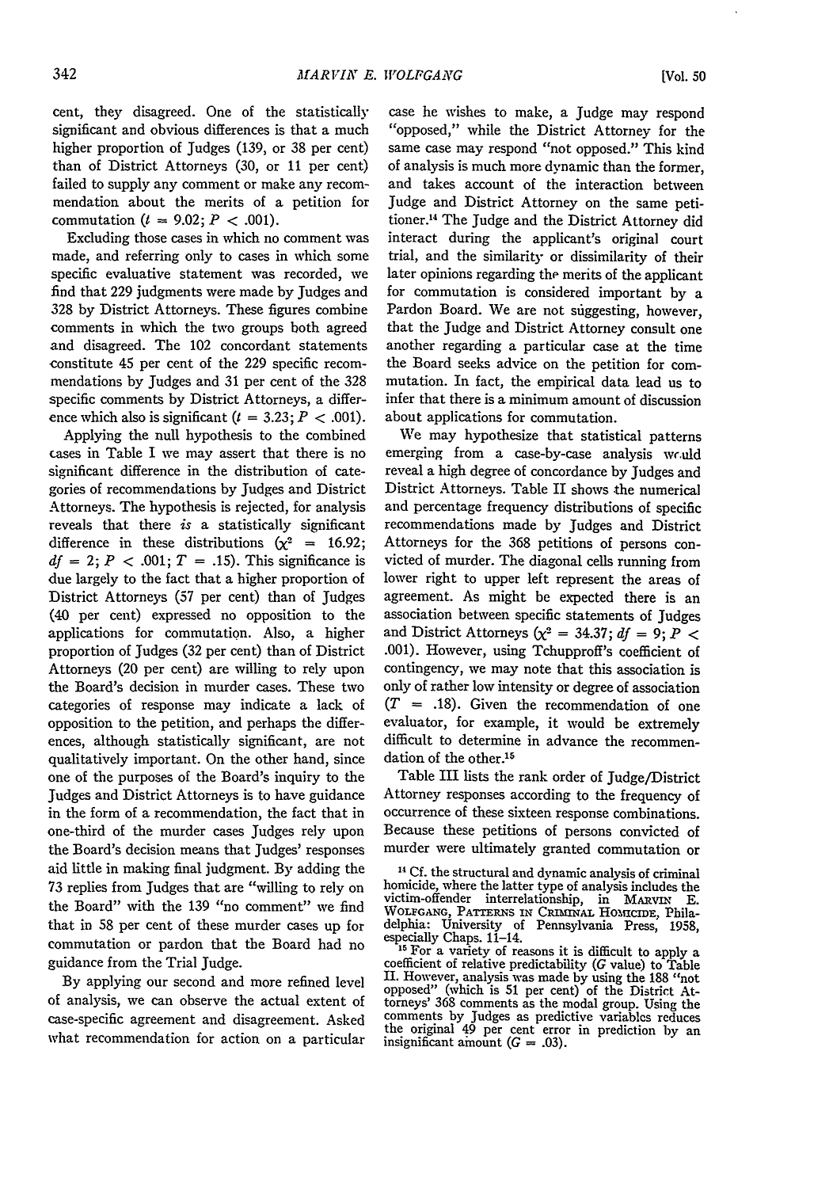cent, they disagreed. One of the statistically significant and obvious differences is that a much higher proportion of Judges (139, or 38 per cent) than of District Attorneys (30, or 11 per cent) failed to supply any comment or make any recommendation about the merits of a petition for commutation ($t = 9.02$; $P < .001$).

Excluding those cases in which no comment was made, and referring only to cases in which some specific evaluative statement was recorded, we find that 229 judgments were made by Judges and 328 by District Attorneys. These figures combine comments in which the two groups both agreed and disagreed. The 102 concordant statements constitute 45 per cent of the 229 specific recommendations by Judges and 31 per cent of the 328 specific comments by District Attorneys, a difference which also is significant ($t = 3.23$; $P < .001$).

Applying the null hypothesis to the combined cases in Table I we may assert that there is no significant difference in the distribution of categories of recommendations by Judges and District Attorneys. The hypothesis is rejected, for analysis reveals that there *is* a statistically significant difference in these distributions ($\chi^2 = 16.92$; $df = 2$; $P < .001$; $T = .15$). This significance is due largely to the fact that a higher proportion of District Attorneys (57 per cent) than of Judges (40 per cent) expressed no opposition to the applications for commutation. Also, a higher proportion of Judges (32 per cent) than of District Attorneys (20 per cent) are willing to rely upon the Board's decision in murder cases. These two categories of response may indicate a lack of opposition to the petition, and perhaps the differences, although statistically significant, are not qualitatively important. On the other hand, since one of the purposes of the Board's inquiry to the Judges and District Attorneys is to have guidance in the form of a recommendation, the fact that in one-third of the murder cases Judges rely upon the Board's decision means that Judges' responses aid little in making final judgment. By adding the 73 replies from Judges that are "willing to rely on the Board" with the 139 "no comment" we find that in 58 per cent of these murder cases up for commutation or pardon that the Board had no guidance from the Trial Judge.

By applying our second and more refined level of analysis, we can observe the actual extent of case-specific agreement and disagreement. Asked what recommendation for action on a particular case he wishes to make, a Judge may respond "opposed," while the District Attorney for the same case may respond "not opposed." This kind of analysis is much more dynamic than the former, and takes account of the interaction between Judge and District Attorney on the same petitioner.[14] The Judge and the District Attorney did interact during the applicant's original court trial, and the similarity or dissimilarity of their later opinions regarding the merits of the applicant for commutation is considered important by a Pardon Board. We are not suggesting, however, that the Judge and District Attorney consult one another regarding a particular case at the time the Board seeks advice on the petition for commutation. In fact, the empirical data lead us to infer that there is a minimum amount of discussion about applications for commutation.

We may hypothesize that statistical patterns emerging from a case-by-case analysis would reveal a high degree of concordance by Judges and District Attorneys. Table II shows the numerical and percentage frequency distributions of specific recommendations made by Judges and District Attorneys for the 368 petitions of persons convicted of murder. The diagonal cells running from lower right to upper left represent the areas of agreement. As might be expected there is an association between specific statements of Judges and District Attorneys ($\chi^2 = 34.37$; $df = 9$; $P < .001$). However, using Tchupproff's coefficient of contingency, we may note that this association is only of rather low intensity or degree of association ($T = .18$). Given the recommendation of one evaluator, for example, it would be extremely difficult to determine in advance the recommendation of the other.[15]

Table III lists the rank order of Judge/District Attorney responses according to the frequency of occurrence of these sixteen response combinations. Because these petitions of persons convicted of murder were ultimately granted commutation or

[14] Cf. the structural and dynamic analysis of criminal homicide, where the latter type of analysis includes the victim-offender interrelationship, in MARVIN E. WOLFGANG, PATTERNS IN CRIMINAL HOMICIDE, Philadelphia: University of Pennsylvania Press, 1958, especially Chaps. 11–14.

[15] For a variety of reasons it is difficult to apply a coefficient of relative predictability (*G* value) to Table II. However, analysis was made by using the 188 "not opposed" (which is 51 per cent) of the District Attorneys' 368 comments as the modal group. Using the comments by Judges as predictive variables reduces the original 49 per cent error in prediction by an insignificant amount ($G = .03$).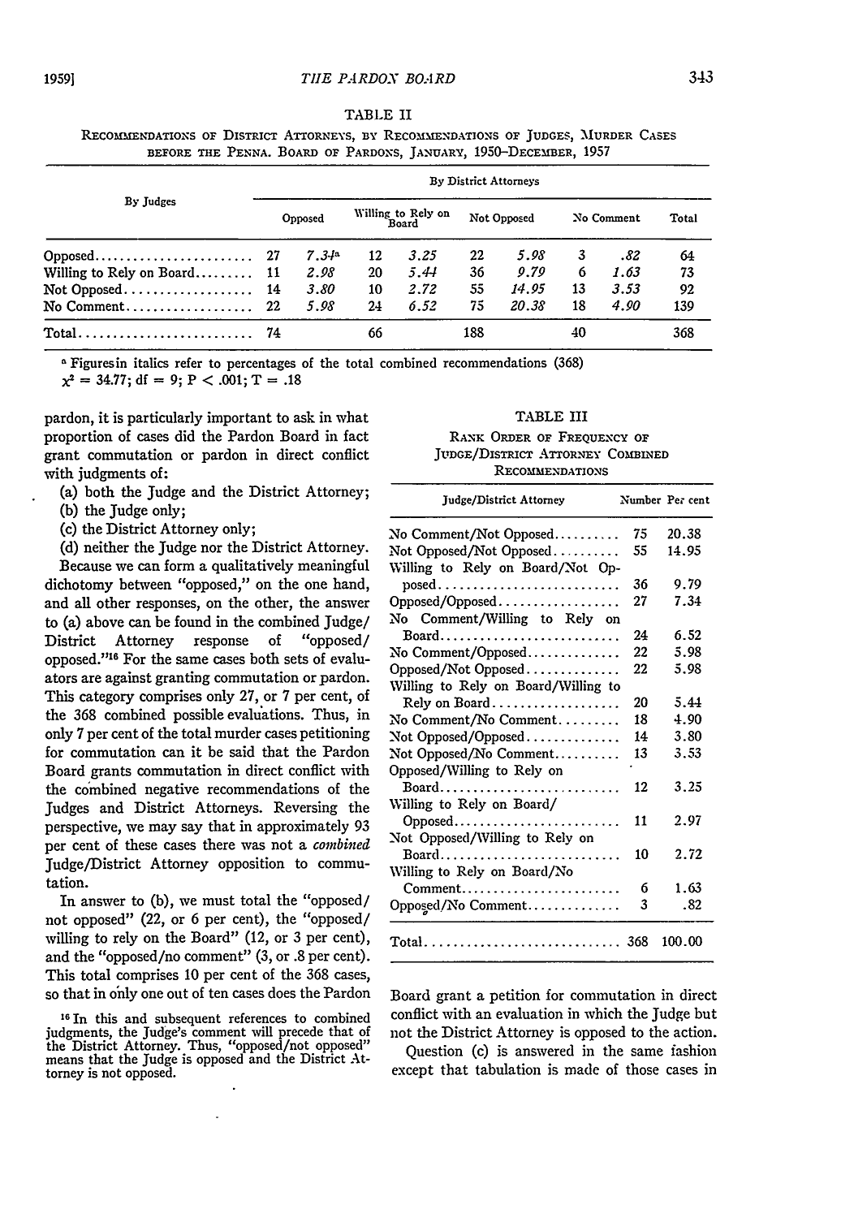TABLE II

RECOMMENDATIONS OF DISTRICT ATTORNEYS, BY RECOMMENDATIONS OF JUDGES, MURDER CASES BEFORE THE PENNA. BOARD OF PARDONS, JANUARY, 1950–DECEMBER, 1957

| By Judges | By District Attorneys | | | | | | | | |
|---|---|---|---|---|---|---|---|---|---|
| | Opposed | | Willing to Rely on Board | | Not Opposed | | No Comment | | Total |
| Opposed | 27 | *7.34*[a] | 12 | *3.25* | 22 | *5.98* | 3 | *.82* | 64 |
| Willing to Rely on Board | 11 | *2.98* | 20 | *5.44* | 36 | *9.79* | 6 | *1.63* | 73 |
| Not Opposed | 14 | *3.80* | 10 | *2.72* | 55 | *14.95* | 13 | *3.53* | 92 |
| No Comment | 22 | *5.98* | 24 | *6.52* | 75 | *20.38* | 18 | *4.90* | 139 |
| Total | 74 | | 66 | | 188 | | 40 | | 368 |

[a] Figures in italics refer to percentages of the total combined recommendations (368)

$\chi^2 = 34.77$; df = 9; $P < .001$; T = .18

pardon, it is particularly important to ask in what proportion of cases did the Pardon Board in fact grant commutation or pardon in direct conflict with judgments of:

(a) both the Judge and the District Attorney;
(b) the Judge only;
(c) the District Attorney only;
(d) neither the Judge nor the District Attorney.

Because we can form a qualitatively meaningful dichotomy between "opposed," on the one hand, and all other responses, on the other, the answer to (a) above can be found in the combined Judge/District Attorney response of "opposed/opposed."[16] For the same cases both sets of evaluators are against granting commutation or pardon. This category comprises only 27, or 7 per cent, of the 368 combined possible evaluations. Thus, in only 7 per cent of the total murder cases petitioning for commutation can it be said that the Pardon Board grants commutation in direct conflict with the combined negative recommendations of the Judges and District Attorneys. Reversing the perspective, we may say that in approximately 93 per cent of these cases there was not a *combined* Judge/District Attorney opposition to commutation.

In answer to (b), we must total the "opposed/not opposed" (22, or 6 per cent), the "opposed/willing to rely on the Board" (12, or 3 per cent), and the "opposed/no comment" (3, or .8 per cent). This total comprises 10 per cent of the 368 cases, so that in only one out of ten cases does the Pardon Board grant a petition for commutation in direct conflict with an evaluation in which the Judge but not the District Attorney is opposed to the action.

Question (c) is answered in the same fashion except that tabulation is made of those cases in

TABLE III

RANK ORDER OF FREQUENCY OF JUDGE/DISTRICT ATTORNEY COMBINED RECOMMENDATIONS

| Judge/District Attorney | Number | Per cent |
|---|---|---|
| No Comment/Not Opposed | 75 | 20.38 |
| Not Opposed/Not Opposed | 55 | 14.95 |
| Willing to Rely on Board/Not Opposed | 36 | 9.79 |
| Opposed/Opposed | 27 | 7.34 |
| No Comment/Willing to Rely on Board | 24 | 6.52 |
| No Comment/Opposed | 22 | 5.98 |
| Opposed/Not Opposed | 22 | 5.98 |
| Willing to Rely on Board/Willing to Rely on Board | 20 | 5.44 |
| No Comment/No Comment | 18 | 4.90 |
| Not Opposed/Opposed | 14 | 3.80 |
| Not Opposed/No Comment | 13 | 3.53 |
| Opposed/Willing to Rely on Board | 12 | 3.25 |
| Willing to Rely on Board/Opposed | 11 | 2.97 |
| Not Opposed/Willing to Rely on Board | 10 | 2.72 |
| Willing to Rely on Board/No Comment | 6 | 1.63 |
| Opposed/No Comment | 3 | .82 |
| Total | 368 | 100.00 |

[16] In this and subsequent references to combined judgments, the Judge's comment will precede that of the District Attorney. Thus, "opposed/not opposed" means that the Judge is opposed and the District Attorney is not opposed.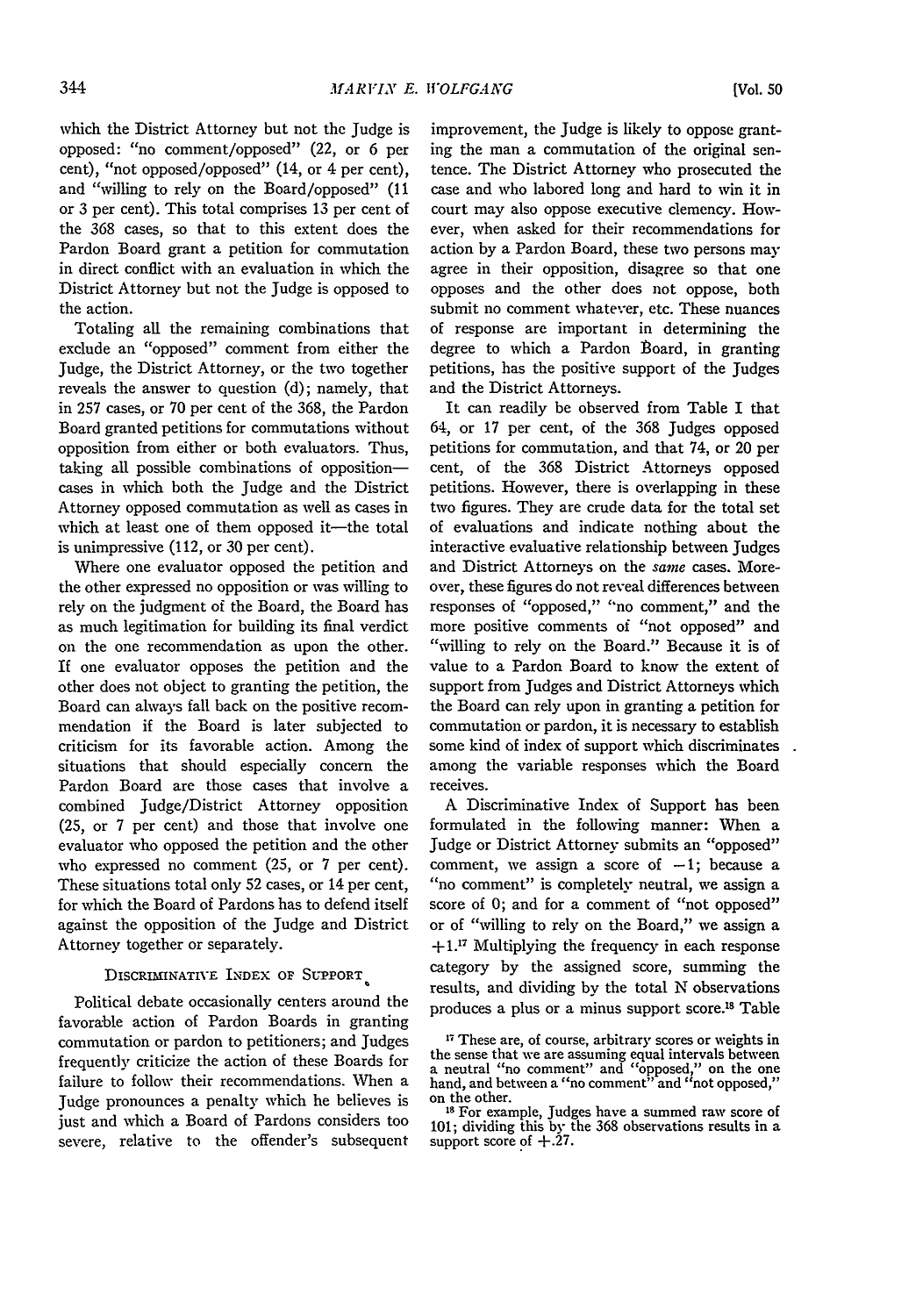which the District Attorney but not the Judge is opposed: "no comment/opposed" (22, or 6 per cent), "not opposed/opposed" (14, or 4 per cent), and "willing to rely on the Board/opposed" (11 or 3 per cent). This total comprises 13 per cent of the 368 cases, so that to this extent does the Pardon Board grant a petition for commutation in direct conflict with an evaluation in which the District Attorney but not the Judge is opposed to the action.

Totaling all the remaining combinations that exclude an "opposed" comment from either the Judge, the District Attorney, or the two together reveals the answer to question (d); namely, that in 257 cases, or 70 per cent of the 368, the Pardon Board granted petitions for commutations without opposition from either or both evaluators. Thus, taking all possible combinations of opposition—cases in which both the Judge and the District Attorney opposed commutation as well as cases in which at least one of them opposed it—the total is unimpressive (112, or 30 per cent).

Where one evaluator opposed the petition and the other expressed no opposition or was willing to rely on the judgment of the Board, the Board has as much legitimation for building its final verdict on the one recommendation as upon the other. If one evaluator opposes the petition and the other does not object to granting the petition, the Board can always fall back on the positive recommendation if the Board is later subjected to criticism for its favorable action. Among the situations that should especially concern the Pardon Board are those cases that involve a combined Judge/District Attorney opposition (25, or 7 per cent) and those that involve one evaluator who opposed the petition and the other who expressed no comment (25, or 7 per cent). These situations total only 52 cases, or 14 per cent, for which the Board of Pardons has to defend itself against the opposition of the Judge and District Attorney together or separately.

## Discriminative Index of Support

Political debate occasionally centers around the favorable action of Pardon Boards in granting commutation or pardon to petitioners; and Judges frequently criticize the action of these Boards for failure to follow their recommendations. When a Judge pronounces a penalty which he believes is just and which a Board of Pardons considers too severe, relative to the offender's subsequent improvement, the Judge is likely to oppose granting the man a commutation of the original sentence. The District Attorney who prosecuted the case and who labored long and hard to win it in court may also oppose executive clemency. However, when asked for their recommendations for action by a Pardon Board, these two persons may agree in their opposition, disagree so that one opposes and the other does not oppose, both submit no comment whatever, etc. These nuances of response are important in determining the degree to which a Pardon Board, in granting petitions, has the positive support of the Judges and the District Attorneys.

It can readily be observed from Table I that 64, or 17 per cent, of the 368 Judges opposed petitions for commutation, and that 74, or 20 per cent, of the 368 District Attorneys opposed petitions. However, there is overlapping in these two figures. They are crude data for the total set of evaluations and indicate nothing about the interactive evaluative relationship between Judges and District Attorneys on the *same* cases. Moreover, these figures do not reveal differences between responses of "opposed," "no comment," and the more positive comments of "not opposed" and "willing to rely on the Board." Because it is of value to a Pardon Board to know the extent of support from Judges and District Attorneys which the Board can rely upon in granting a petition for commutation or pardon, it is necessary to establish some kind of index of support which discriminates among the variable responses which the Board receives.

A Discriminative Index of Support has been formulated in the following manner: When a Judge or District Attorney submits an "opposed" comment, we assign a score of $-1$; because a "no comment" is completely neutral, we assign a score of 0; and for a comment of "not opposed" or of "willing to rely on the Board," we assign a $+1$.[17] Multiplying the frequency in each response category by the assigned score, summing the results, and dividing by the total N observations produces a plus or a minus support score.[18] Table

[17] These are, of course, arbitrary scores or weights in the sense that we are assuming equal intervals between a neutral "no comment" and "opposed," on the one hand, and between a "no comment" and "not opposed," on the other.

[18] For example, Judges have a summed raw score of 101; dividing this by the 368 observations results in a support score of $+.27$.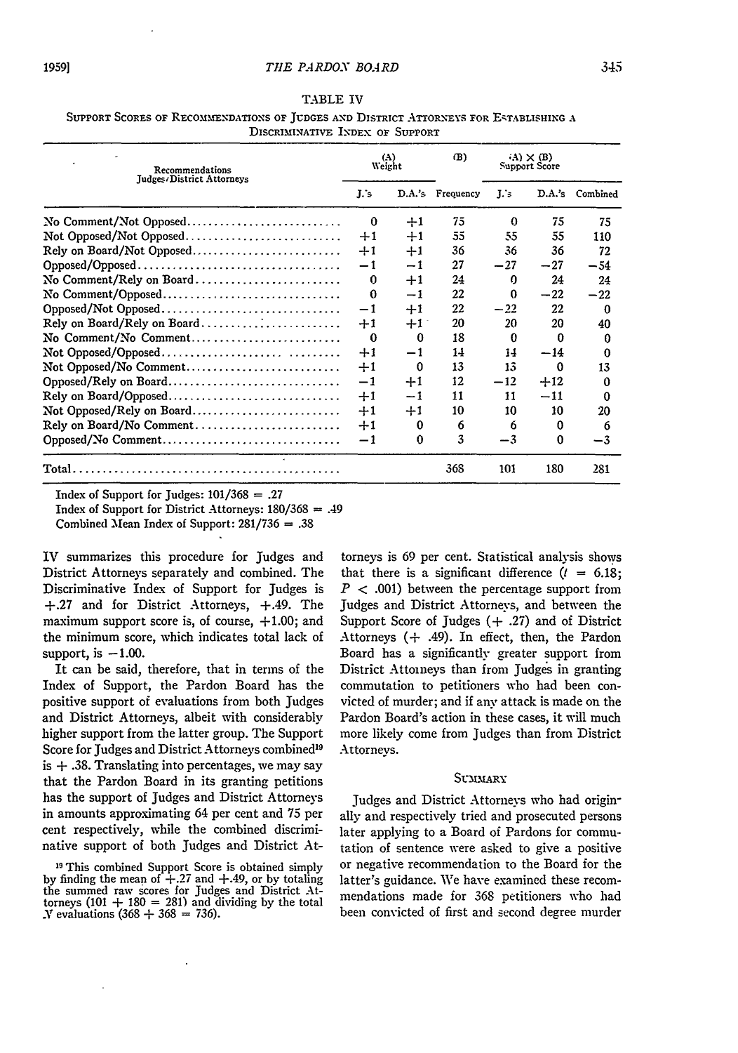TABLE IV

SUPPORT SCORES OF RECOMMENDATIONS OF JUDGES AND DISTRICT ATTORNEYS FOR ESTABLISHING A DISCRIMINATIVE INDEX OF SUPPORT

| Recommendations Judges/District Attorneys | (A) Weight | | (B) | (A) × (B) Support Score | | |
|---|---|---|---|---|---|---|
| | J.'s | D.A.'s | Frequency | J.'s | D.A.'s | Combined |
| No Comment/Not Opposed | 0 | +1 | 75 | 0 | 75 | 75 |
| Not Opposed/Not Opposed | +1 | +1 | 55 | 55 | 55 | 110 |
| Rely on Board/Not Opposed | +1 | +1 | 36 | 36 | 36 | 72 |
| Opposed/Opposed | −1 | −1 | 27 | −27 | −27 | −54 |
| No Comment/Rely on Board | 0 | +1 | 24 | 0 | 24 | 24 |
| No Comment/Opposed | 0 | −1 | 22 | 0 | −22 | −22 |
| Opposed/Not Opposed | −1 | +1 | 22 | −22 | 22 | 0 |
| Rely on Board/Rely on Board | +1 | +1 | 20 | 20 | 20 | 40 |
| No Comment/No Comment | 0 | 0 | 18 | 0 | 0 | 0 |
| Not Opposed/Opposed | +1 | −1 | 14 | 14 | −14 | 0 |
| Not Opposed/No Comment | +1 | 0 | 13 | 13 | 0 | 13 |
| Opposed/Rely on Board | −1 | +1 | 12 | −12 | +12 | 0 |
| Rely on Board/Opposed | +1 | −1 | 11 | 11 | −11 | 0 |
| Not Opposed/Rely on Board | +1 | +1 | 10 | 10 | 10 | 20 |
| Rely on Board/No Comment | +1 | 0 | 6 | 6 | 0 | 6 |
| Opposed/No Comment | −1 | 0 | 3 | −3 | 0 | −3 |
| Total | | | 368 | 101 | 180 | 281 |

Index of Support for Judges: 101/368 = .27

Index of Support for District Attorneys: 180/368 = .49

Combined Mean Index of Support: 281/736 = .38

IV summarizes this procedure for Judges and District Attorneys separately and combined. The Discriminative Index of Support for Judges is +.27 and for District Attorneys, +.49. The maximum support score is, of course, +1.00; and the minimum score, which indicates total lack of support, is −1.00.

It can be said, therefore, that in terms of the Index of Support, the Pardon Board has the positive support of evaluations from both Judges and District Attorneys, albeit with considerably higher support from the latter group. The Support Score for Judges and District Attorneys combined[19] is + .38. Translating into percentages, we may say that the Pardon Board in its granting petitions has the support of Judges and District Attorneys in amounts approximating 64 per cent and 75 per cent respectively, while the combined discriminative support of both Judges and District Attorneys is 69 per cent. Statistical analysis shows that there is a significant difference ($t$ = 6.18; $P < .001$) between the percentage support from Judges and District Attorneys, and between the Support Score of Judges (+ .27) and of District Attorneys (+ .49). In effect, then, the Pardon Board has a significantly greater support from District Attorneys than from Judges in granting commutation to petitioners who had been convicted of murder; and if any attack is made on the Pardon Board's action in these cases, it will much more likely come from Judges than from District Attorneys.

## SUMMARY

Judges and District Attorneys who had originally and respectively tried and prosecuted persons later applying to a Board of Pardons for commutation of sentence were asked to give a positive or negative recommendation to the Board for the latter's guidance. We have examined these recommendations made for 368 petitioners who had been convicted of first and second degree murder

[19] This combined Support Score is obtained simply by finding the mean of +.27 and +.49, or by totaling the summed raw scores for Judges and District Attorneys (101 + 180 = 281) and dividing by the total $N$ evaluations (368 + 368 = 736).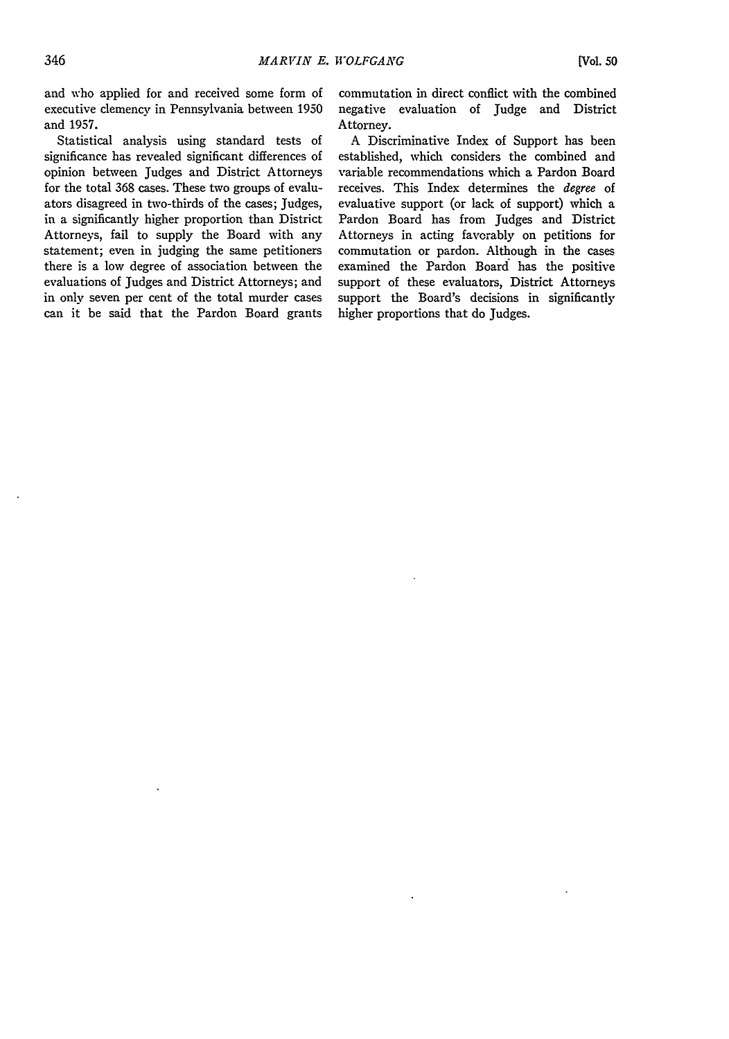and who applied for and received some form of executive clemency in Pennsylvania between 1950 and 1957.

Statistical analysis using standard tests of significance has revealed significant differences of opinion between Judges and District Attorneys for the total 368 cases. These two groups of evaluators disagreed in two-thirds of the cases; Judges, in a significantly higher proportion than District Attorneys, fail to supply the Board with any statement; even in judging the same petitioners there is a low degree of association between the evaluations of Judges and District Attorneys; and in only seven per cent of the total murder cases can it be said that the Pardon Board grants commutation in direct conflict with the combined negative evaluation of Judge and District Attorney.

A Discriminative Index of Support has been established, which considers the combined and variable recommendations which a Pardon Board receives. This Index determines the *degree* of evaluative support (or lack of support) which a Pardon Board has from Judges and District Attorneys in acting favorably on petitions for commutation or pardon. Although in the cases examined the Pardon Board has the positive support of these evaluators, District Attorneys support the Board's decisions in significantly higher proportions that do Judges.